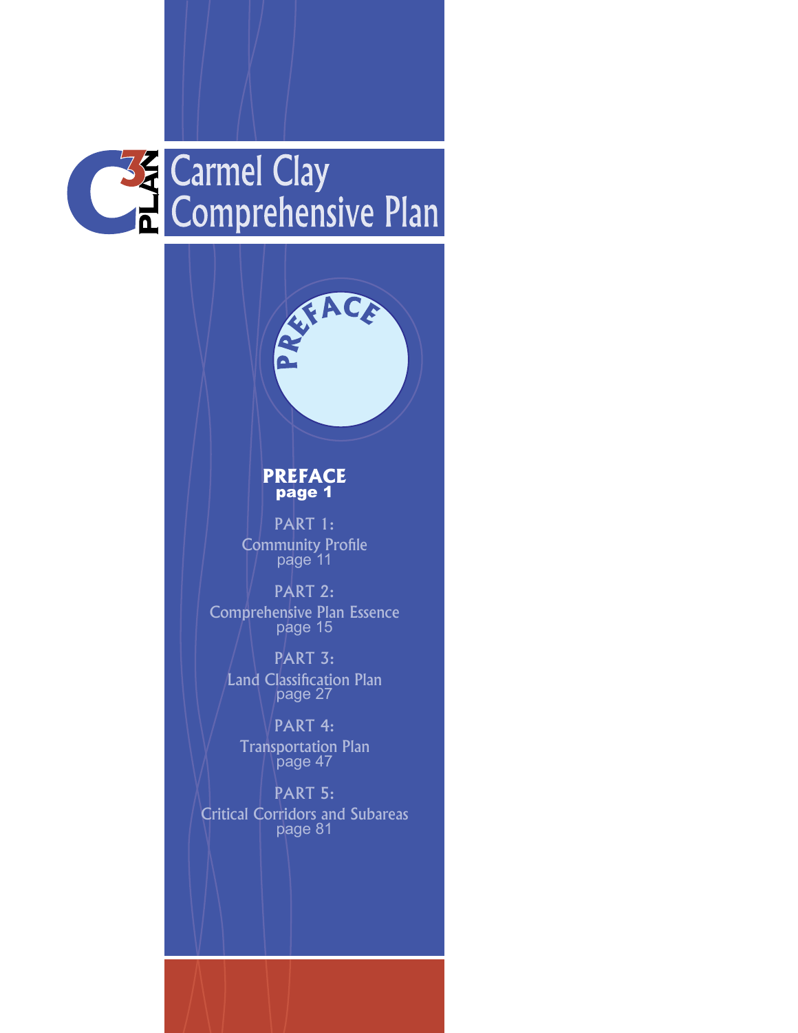# Carmel Clay Comprehensive Plan

C3 PLAN

PREFACE

**PREFACE**
**page 1**

PART 1:
Community Profile
page 11

PART 2:
Comprehensive Plan Essence
page 15

PART 3:
Land Classification Plan
page 27

PART 4:
Transportation Plan
page 47

PART 5:
Critical Corridors and Subareas
page 81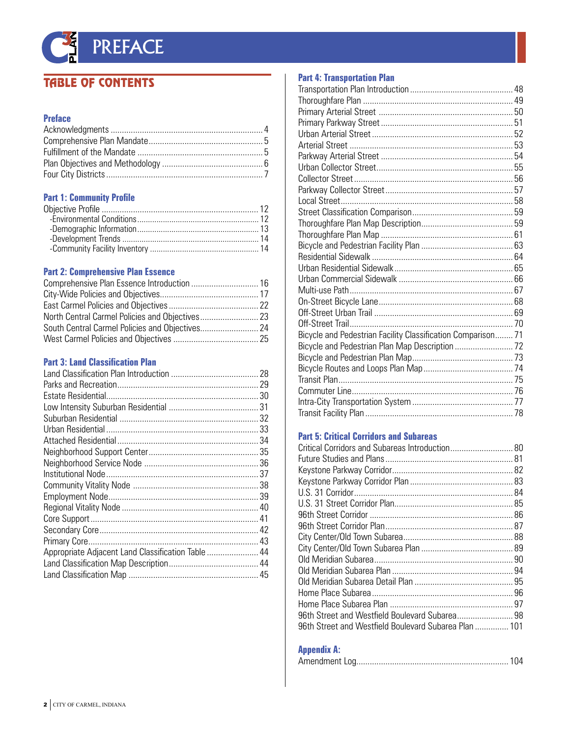# PREFACE

## TABLE OF CONTENTS

### Preface

Acknowledgments ........ 4
Comprehensive Plan Mandate ........ 5
Fulfillment of the Mandate ........ 5
Plan Objectives and Methodology ........ 6
Four City Districts ........ 7

### Part 1: Community Profile

Objective Profile ........ 12
-Environmental Conditions ........ 12
-Demographic Information ........ 13
-Development Trends ........ 14
-Community Facility Inventory ........ 14

### Part 2: Comprehensive Plan Essence

Comprehensive Plan Essence Introduction ........ 16
City-Wide Policies and Objectives ........ 17
East Carmel Policies and Objectives ........ 22
North Central Carmel Policies and Objectives ........ 23
South Central Carmel Policies and Objectives ........ 24
West Carmel Policies and Objectives ........ 25

### Part 3: Land Classification Plan

Land Classification Plan Introduction ........ 28
Parks and Recreation ........ 29
Estate Residential ........ 30
Low Intensity Suburban Residential ........ 31
Suburban Residential ........ 32
Urban Residential ........ 33
Attached Residential ........ 34
Neighborhood Support Center ........ 35
Neighborhood Service Node ........ 36
Institutional Node ........ 37
Community Vitality Node ........ 38
Employment Node ........ 39
Regional Vitality Node ........ 40
Core Support ........ 41
Secondary Core ........ 42
Primary Core ........ 43
Appropriate Adjacent Land Classification Table ........ 44
Land Classification Map Description ........ 44
Land Classification Map ........ 45

### Part 4: Transportation Plan

Transportation Plan Introduction ........ 48
Thoroughfare Plan ........ 49
Primary Arterial Street ........ 50
Primary Parkway Street ........ 51
Urban Arterial Street ........ 52
Arterial Street ........ 53
Parkway Arterial Street ........ 54
Urban Collector Street ........ 55
Collector Street ........ 56
Parkway Collector Street ........ 57
Local Street ........ 58
Street Classification Comparison ........ 59
Thoroughfare Plan Map Description ........ 59
Thoroughfare Plan Map ........ 61
Bicycle and Pedestrian Facility Plan ........ 63
Residential Sidewalk ........ 64
Urban Residential Sidewalk ........ 65
Urban Commercial Sidewalk ........ 66
Multi-use Path ........ 67
On-Street Bicycle Lane ........ 68
Off-Street Urban Trail ........ 69
Off-Street Trail ........ 70
Bicycle and Pedestrian Facility Classification Comparison ........ 71
Bicycle and Pedestrian Plan Map Description ........ 72
Bicycle and Pedestrian Plan Map ........ 73
Bicycle Routes and Loops Plan Map ........ 74
Transit Plan ........ 75
Commuter Line ........ 76
Intra-City Transportation System ........ 77
Transit Facility Plan ........ 78

### Part 5: Critical Corridors and Subareas

Critical Corridors and Subareas Introduction ........ 80
Future Studies and Plans ........ 81
Keystone Parkway Corridor ........ 82
Keystone Parkway Corridor Plan ........ 83
U.S. 31 Corridor ........ 84
U.S. 31 Street Corridor Plan ........ 85
96th Street Corridor ........ 86
96th Street Corridor Plan ........ 87
City Center/Old Town Subarea ........ 88
City Center/Old Town Subarea Plan ........ 89
Old Meridian Subarea ........ 90
Old Meridian Subarea Plan ........ 94
Old Meridian Subarea Detail Plan ........ 95
Home Place Subarea ........ 96
Home Place Subarea Plan ........ 97
96th Street and Westfield Boulevard Subarea ........ 98
96th Street and Westfield Boulevard Subarea Plan ........ 101

### Appendix A:

Amendment Log ........ 104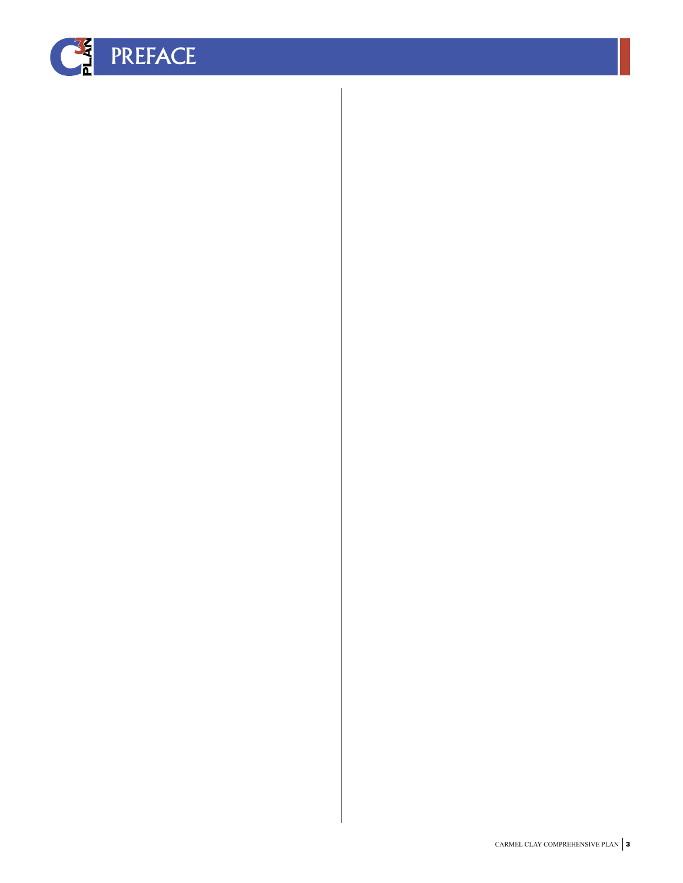# PREFACE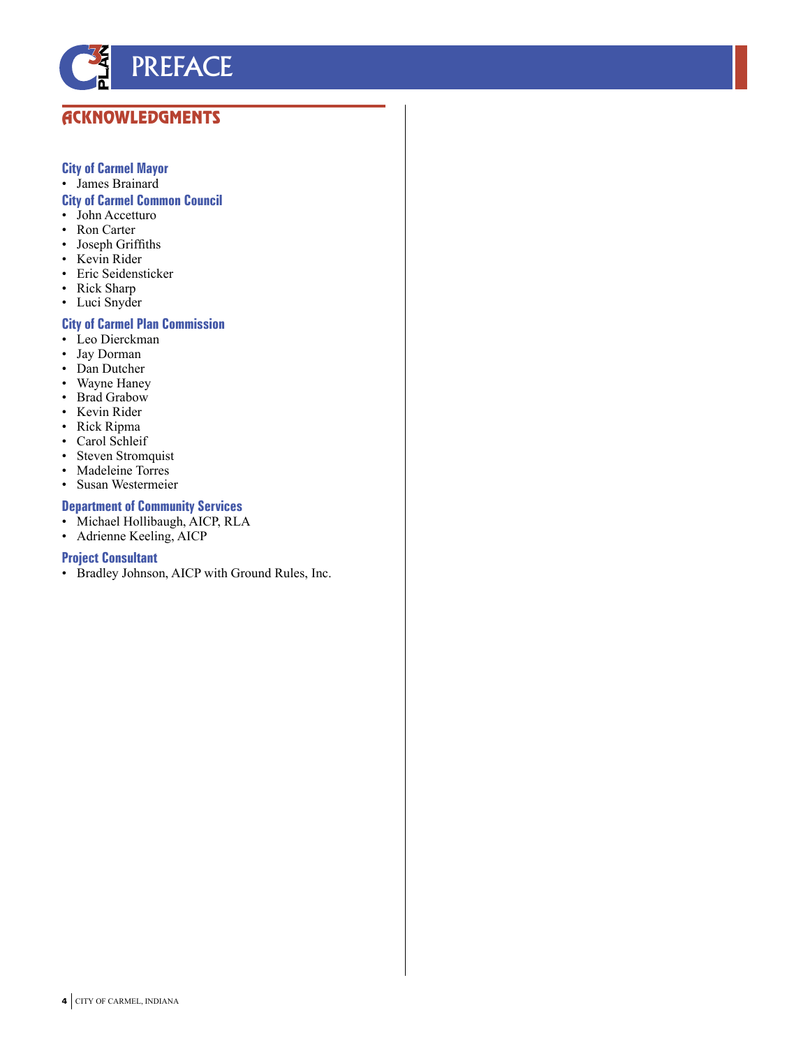# PREFACE

## ACKNOWLEDGMENTS

### City of Carmel Mayor

- James Brainard

### City of Carmel Common Council

- John Accetturo
- Ron Carter
- Joseph Griffiths
- Kevin Rider
- Eric Seidensticker
- Rick Sharp
- Luci Snyder

### City of Carmel Plan Commission

- Leo Dierckman
- Jay Dorman
- Dan Dutcher
- Wayne Haney
- Brad Grabow
- Kevin Rider
- Rick Ripma
- Carol Schleif
- Steven Stromquist
- Madeleine Torres
- Susan Westermeier

### Department of Community Services

- Michael Hollibaugh, AICP, RLA
- Adrienne Keeling, AICP

### Project Consultant

- Bradley Johnson, AICP with Ground Rules, Inc.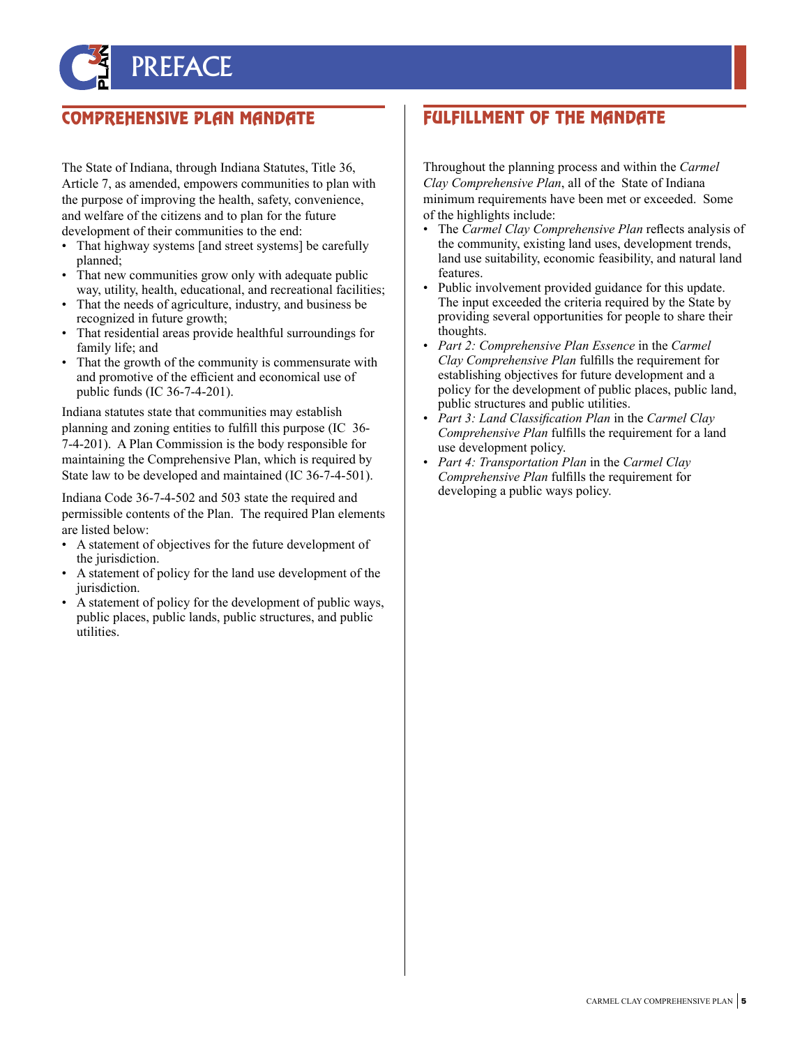# PREFACE

## COMPREHENSIVE PLAN MANDATE

The State of Indiana, through Indiana Statutes, Title 36, Article 7, as amended, empowers communities to plan with the purpose of improving the health, safety, convenience, and welfare of the citizens and to plan for the future development of their communities to the end:

- That highway systems [and street systems] be carefully planned;
- That new communities grow only with adequate public way, utility, health, educational, and recreational facilities;
- That the needs of agriculture, industry, and business be recognized in future growth;
- That residential areas provide healthful surroundings for family life; and
- That the growth of the community is commensurate with and promotive of the efficient and economical use of public funds (IC 36-7-4-201).

Indiana statutes state that communities may establish planning and zoning entities to fulfill this purpose (IC 36-7-4-201). A Plan Commission is the body responsible for maintaining the Comprehensive Plan, which is required by State law to be developed and maintained (IC 36-7-4-501).

Indiana Code 36-7-4-502 and 503 state the required and permissible contents of the Plan. The required Plan elements are listed below:

- A statement of objectives for the future development of the jurisdiction.
- A statement of policy for the land use development of the jurisdiction.
- A statement of policy for the development of public ways, public places, public lands, public structures, and public utilities.

## FULFILLMENT OF THE MANDATE

Throughout the planning process and within the *Carmel Clay Comprehensive Plan*, all of the State of Indiana minimum requirements have been met or exceeded. Some of the highlights include:

- The *Carmel Clay Comprehensive Plan* reflects analysis of the community, existing land uses, development trends, land use suitability, economic feasibility, and natural land features.
- Public involvement provided guidance for this update. The input exceeded the criteria required by the State by providing several opportunities for people to share their thoughts.
- *Part 2: Comprehensive Plan Essence* in the *Carmel Clay Comprehensive Plan* fulfills the requirement for establishing objectives for future development and a policy for the development of public places, public land, public structures and public utilities.
- *Part 3: Land Classification Plan* in the *Carmel Clay Comprehensive Plan* fulfills the requirement for a land use development policy.
- *Part 4: Transportation Plan* in the *Carmel Clay Comprehensive Plan* fulfills the requirement for developing a public ways policy.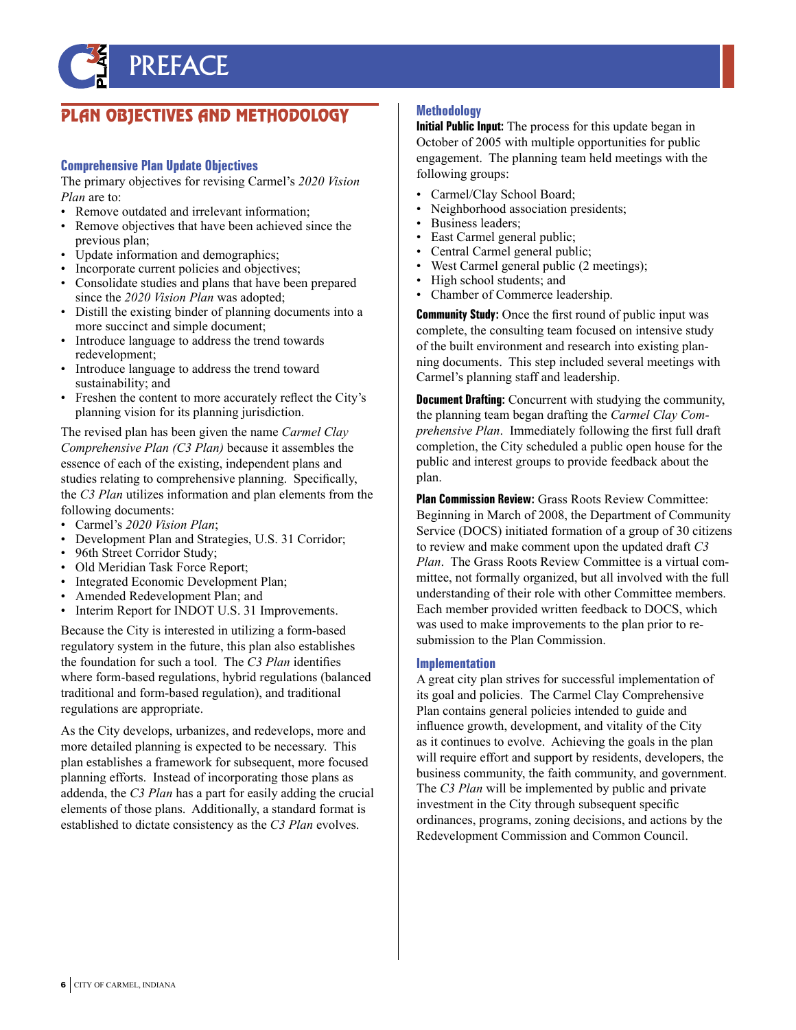# PREFACE

## PLAN OBJECTIVES AND METHODOLOGY

### Comprehensive Plan Update Objectives

The primary objectives for revising Carmel's *2020 Vision Plan* are to:

- Remove outdated and irrelevant information;
- Remove objectives that have been achieved since the previous plan;
- Update information and demographics;
- Incorporate current policies and objectives;
- Consolidate studies and plans that have been prepared since the *2020 Vision Plan* was adopted;
- Distill the existing binder of planning documents into a more succinct and simple document;
- Introduce language to address the trend towards redevelopment;
- Introduce language to address the trend toward sustainability; and
- Freshen the content to more accurately reflect the City's planning vision for its planning jurisdiction.

The revised plan has been given the name *Carmel Clay Comprehensive Plan (C3 Plan)* because it assembles the essence of each of the existing, independent plans and studies relating to comprehensive planning. Specifically, the *C3 Plan* utilizes information and plan elements from the following documents:

- Carmel's *2020 Vision Plan*;
- Development Plan and Strategies, U.S. 31 Corridor;
- 96th Street Corridor Study;
- Old Meridian Task Force Report;
- Integrated Economic Development Plan;
- Amended Redevelopment Plan; and
- Interim Report for INDOT U.S. 31 Improvements.

Because the City is interested in utilizing a form-based regulatory system in the future, this plan also establishes the foundation for such a tool. The *C3 Plan* identifies where form-based regulations, hybrid regulations (balanced traditional and form-based regulation), and traditional regulations are appropriate.

As the City develops, urbanizes, and redevelops, more and more detailed planning is expected to be necessary. This plan establishes a framework for subsequent, more focused planning efforts. Instead of incorporating those plans as addenda, the *C3 Plan* has a part for easily adding the crucial elements of those plans. Additionally, a standard format is established to dictate consistency as the *C3 Plan* evolves.

### Methodology

**Initial Public Input:** The process for this update began in October of 2005 with multiple opportunities for public engagement. The planning team held meetings with the following groups:

- Carmel/Clay School Board;
- Neighborhood association presidents;
- Business leaders;
- East Carmel general public;
- Central Carmel general public;
- West Carmel general public (2 meetings);
- High school students; and
- Chamber of Commerce leadership.

**Community Study:** Once the first round of public input was complete, the consulting team focused on intensive study of the built environment and research into existing planning documents. This step included several meetings with Carmel's planning staff and leadership.

**Document Drafting:** Concurrent with studying the community, the planning team began drafting the *Carmel Clay Comprehensive Plan*. Immediately following the first full draft completion, the City scheduled a public open house for the public and interest groups to provide feedback about the plan.

**Plan Commission Review:** Grass Roots Review Committee: Beginning in March of 2008, the Department of Community Service (DOCS) initiated formation of a group of 30 citizens to review and make comment upon the updated draft *C3 Plan*. The Grass Roots Review Committee is a virtual committee, not formally organized, but all involved with the full understanding of their role with other Committee members. Each member provided written feedback to DOCS, which was used to make improvements to the plan prior to re-submission to the Plan Commission.

### Implementation

A great city plan strives for successful implementation of its goal and policies. The Carmel Clay Comprehensive Plan contains general policies intended to guide and influence growth, development, and vitality of the City as it continues to evolve. Achieving the goals in the plan will require effort and support by residents, developers, the business community, the faith community, and government. The *C3 Plan* will be implemented by public and private investment in the City through subsequent specific ordinances, programs, zoning decisions, and actions by the Redevelopment Commission and Common Council.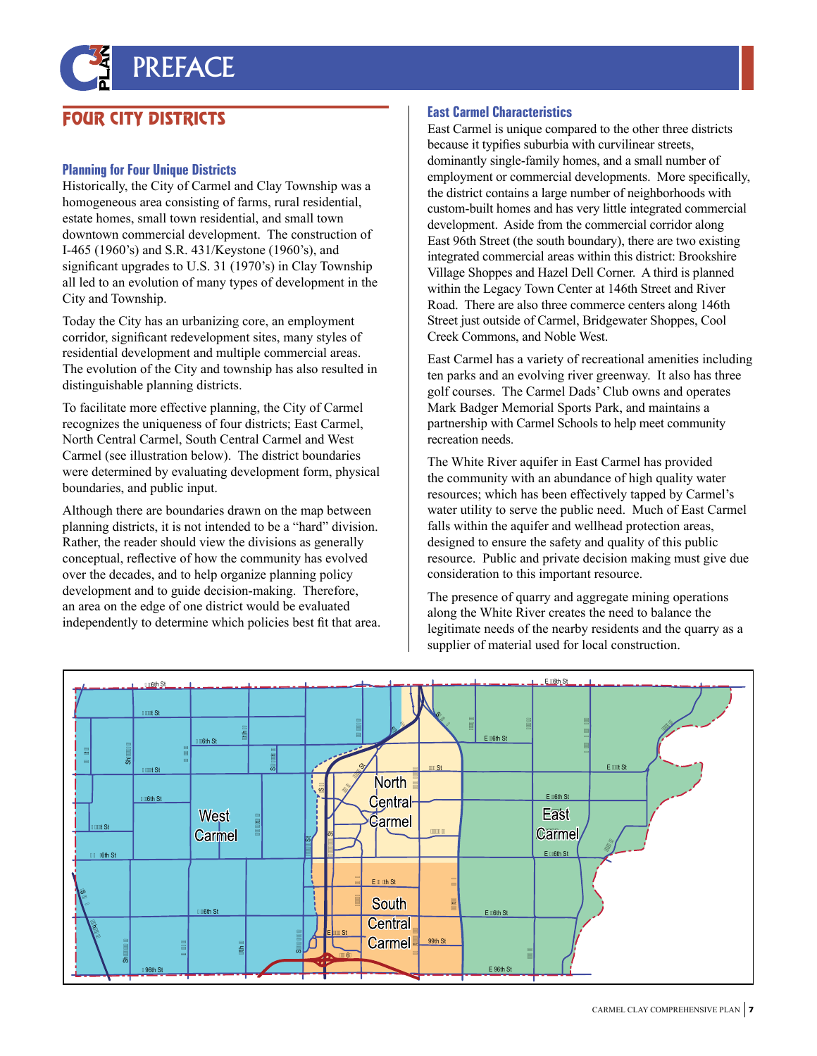# PREFACE

## FOUR CITY DISTRICTS

### Planning for Four Unique Districts

Historically, the City of Carmel and Clay Township was a homogeneous area consisting of farms, rural residential, estate homes, small town residential, and small town downtown commercial development. The construction of I-465 (1960's) and S.R. 431/Keystone (1960's), and significant upgrades to U.S. 31 (1970's) in Clay Township all led to an evolution of many types of development in the City and Township.

Today the City has an urbanizing core, an employment corridor, significant redevelopment sites, many styles of residential development and multiple commercial areas. The evolution of the City and township has also resulted in distinguishable planning districts.

To facilitate more effective planning, the City of Carmel recognizes the uniqueness of four districts; East Carmel, North Central Carmel, South Central Carmel and West Carmel (see illustration below). The district boundaries were determined by evaluating development form, physical boundaries, and public input.

Although there are boundaries drawn on the map between planning districts, it is not intended to be a "hard" division. Rather, the reader should view the divisions as generally conceptual, reflective of how the community has evolved over the decades, and to help organize planning policy development and to guide decision-making. Therefore, an area on the edge of one district would be evaluated independently to determine which policies best fit that area.

### East Carmel Characteristics

East Carmel is unique compared to the other three districts because it typifies suburbia with curvilinear streets, dominantly single-family homes, and a small number of employment or commercial developments. More specifically, the district contains a large number of neighborhoods with custom-built homes and has very little integrated commercial development. Aside from the commercial corridor along East 96th Street (the south boundary), there are two existing integrated commercial areas within this district: Brookshire Village Shoppes and Hazel Dell Corner. A third is planned within the Legacy Town Center at 146th Street and River Road. There are also three commerce centers along 146th Street just outside of Carmel, Bridgewater Shoppes, Cool Creek Commons, and Noble West.

East Carmel has a variety of recreational amenities including ten parks and an evolving river greenway. It also has three golf courses. The Carmel Dads' Club owns and operates Mark Badger Memorial Sports Park, and maintains a partnership with Carmel Schools to help meet community recreation needs.

The White River aquifer in East Carmel has provided the community with an abundance of high quality water resources; which has been effectively tapped by Carmel's water utility to serve the public need. Much of East Carmel falls within the aquifer and wellhead protection areas, designed to ensure the safety and quality of this public resource. Public and private decision making must give due consideration to this important resource.

The presence of quarry and aggregate mining operations along the White River creates the need to balance the legitimate needs of the nearby residents and the quarry as a supplier of material used for local construction.

West Carmel

North Central Carmel

South Central Carmel

East Carmel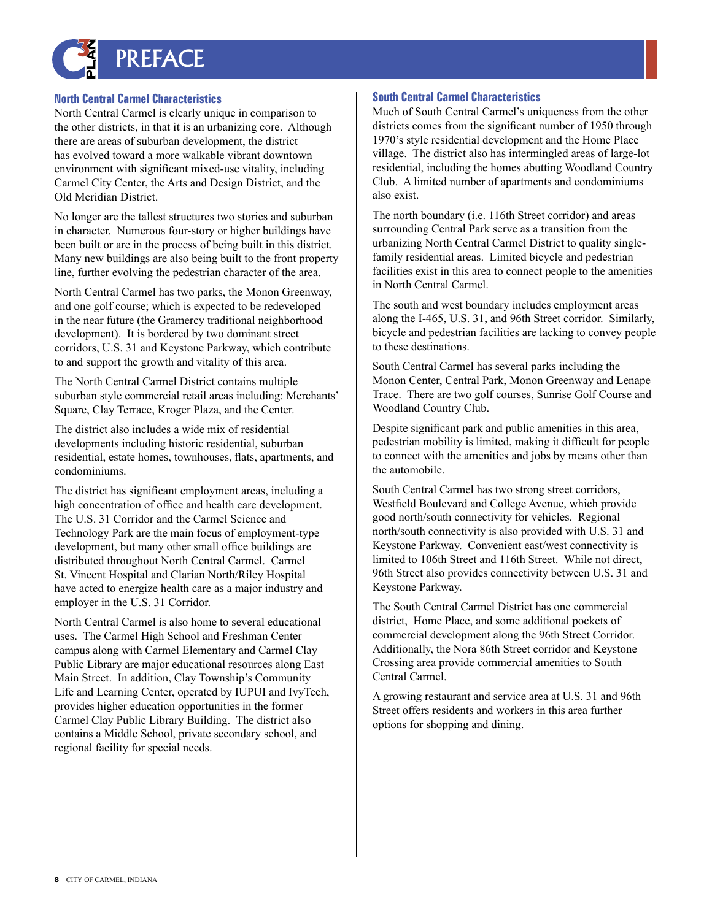# PREFACE

### North Central Carmel Characteristics

North Central Carmel is clearly unique in comparison to the other districts, in that it is an urbanizing core. Although there are areas of suburban development, the district has evolved toward a more walkable vibrant downtown environment with significant mixed-use vitality, including Carmel City Center, the Arts and Design District, and the Old Meridian District.

No longer are the tallest structures two stories and suburban in character. Numerous four-story or higher buildings have been built or are in the process of being built in this district. Many new buildings are also being built to the front property line, further evolving the pedestrian character of the area.

North Central Carmel has two parks, the Monon Greenway, and one golf course; which is expected to be redeveloped in the near future (the Gramercy traditional neighborhood development). It is bordered by two dominant street corridors, U.S. 31 and Keystone Parkway, which contribute to and support the growth and vitality of this area.

The North Central Carmel District contains multiple suburban style commercial retail areas including: Merchants' Square, Clay Terrace, Kroger Plaza, and the Center.

The district also includes a wide mix of residential developments including historic residential, suburban residential, estate homes, townhouses, flats, apartments, and condominiums.

The district has significant employment areas, including a high concentration of office and health care development. The U.S. 31 Corridor and the Carmel Science and Technology Park are the main focus of employment-type development, but many other small office buildings are distributed throughout North Central Carmel. Carmel St. Vincent Hospital and Clarian North/Riley Hospital have acted to energize health care as a major industry and employer in the U.S. 31 Corridor.

North Central Carmel is also home to several educational uses. The Carmel High School and Freshman Center campus along with Carmel Elementary and Carmel Clay Public Library are major educational resources along East Main Street. In addition, Clay Township's Community Life and Learning Center, operated by IUPUI and IvyTech, provides higher education opportunities in the former Carmel Clay Public Library Building. The district also contains a Middle School, private secondary school, and regional facility for special needs.

### South Central Carmel Characteristics

Much of South Central Carmel's uniqueness from the other districts comes from the significant number of 1950 through 1970's style residential development and the Home Place village. The district also has intermingled areas of large-lot residential, including the homes abutting Woodland Country Club. A limited number of apartments and condominiums also exist.

The north boundary (i.e. 116th Street corridor) and areas surrounding Central Park serve as a transition from the urbanizing North Central Carmel District to quality single-family residential areas. Limited bicycle and pedestrian facilities exist in this area to connect people to the amenities in North Central Carmel.

The south and west boundary includes employment areas along the I-465, U.S. 31, and 96th Street corridor. Similarly, bicycle and pedestrian facilities are lacking to convey people to these destinations.

South Central Carmel has several parks including the Monon Center, Central Park, Monon Greenway and Lenape Trace. There are two golf courses, Sunrise Golf Course and Woodland Country Club.

Despite significant park and public amenities in this area, pedestrian mobility is limited, making it difficult for people to connect with the amenities and jobs by means other than the automobile.

South Central Carmel has two strong street corridors, Westfield Boulevard and College Avenue, which provide good north/south connectivity for vehicles. Regional north/south connectivity is also provided with U.S. 31 and Keystone Parkway. Convenient east/west connectivity is limited to 106th Street and 116th Street. While not direct, 96th Street also provides connectivity between U.S. 31 and Keystone Parkway.

The South Central Carmel District has one commercial district, Home Place, and some additional pockets of commercial development along the 96th Street Corridor. Additionally, the Nora 86th Street corridor and Keystone Crossing area provide commercial amenities to South Central Carmel.

A growing restaurant and service area at U.S. 31 and 96th Street offers residents and workers in this area further options for shopping and dining.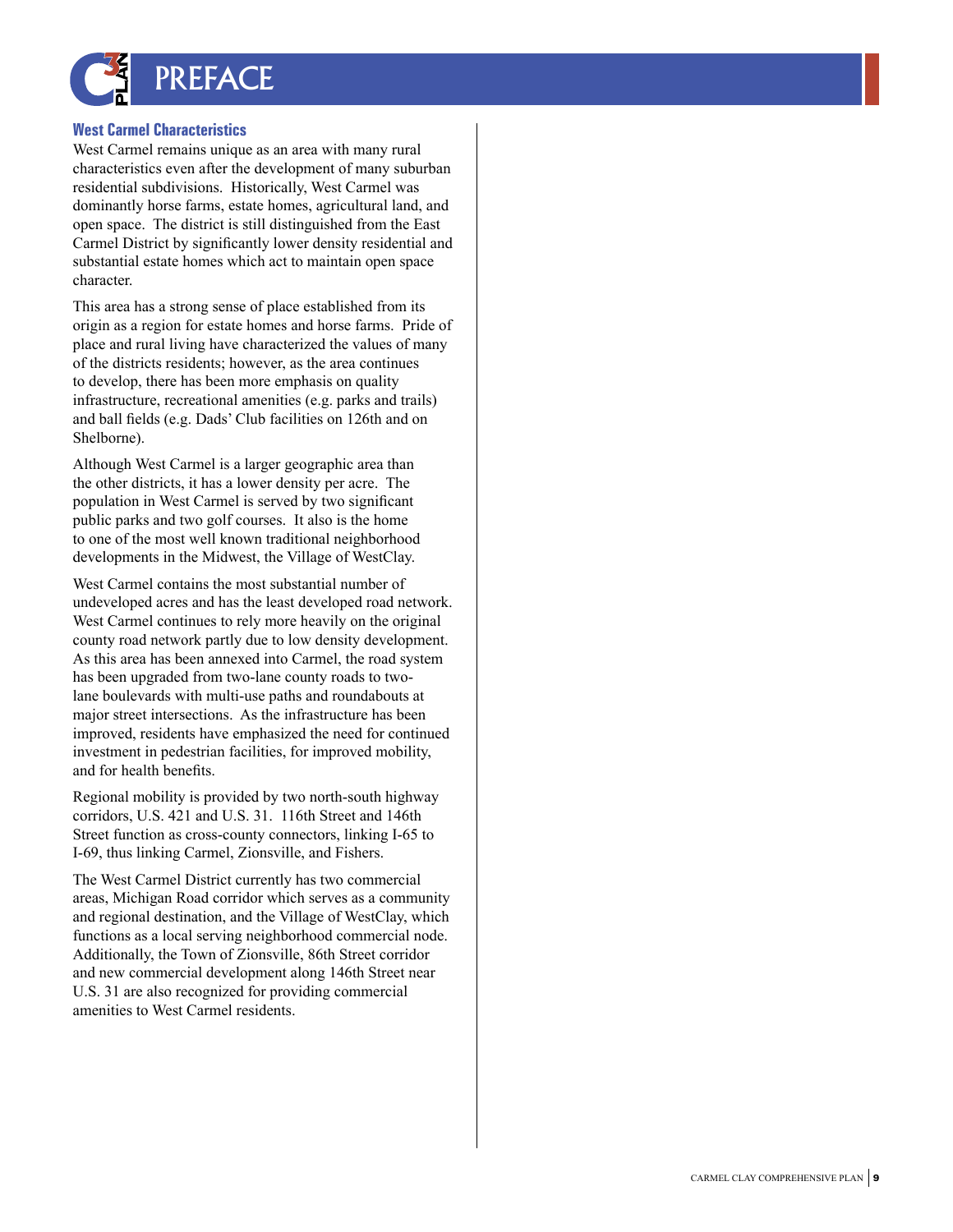# PREFACE

### West Carmel Characteristics

West Carmel remains unique as an area with many rural characteristics even after the development of many suburban residential subdivisions. Historically, West Carmel was dominantly horse farms, estate homes, agricultural land, and open space. The district is still distinguished from the East Carmel District by significantly lower density residential and substantial estate homes which act to maintain open space character.

This area has a strong sense of place established from its origin as a region for estate homes and horse farms. Pride of place and rural living have characterized the values of many of the districts residents; however, as the area continues to develop, there has been more emphasis on quality infrastructure, recreational amenities (e.g. parks and trails) and ball fields (e.g. Dads' Club facilities on 126th and on Shelborne).

Although West Carmel is a larger geographic area than the other districts, it has a lower density per acre. The population in West Carmel is served by two significant public parks and two golf courses. It also is the home to one of the most well known traditional neighborhood developments in the Midwest, the Village of WestClay.

West Carmel contains the most substantial number of undeveloped acres and has the least developed road network. West Carmel continues to rely more heavily on the original county road network partly due to low density development. As this area has been annexed into Carmel, the road system has been upgraded from two-lane county roads to two-lane boulevards with multi-use paths and roundabouts at major street intersections. As the infrastructure has been improved, residents have emphasized the need for continued investment in pedestrian facilities, for improved mobility, and for health benefits.

Regional mobility is provided by two north-south highway corridors, U.S. 421 and U.S. 31. 116th Street and 146th Street function as cross-county connectors, linking I-65 to I-69, thus linking Carmel, Zionsville, and Fishers.

The West Carmel District currently has two commercial areas, Michigan Road corridor which serves as a community and regional destination, and the Village of WestClay, which functions as a local serving neighborhood commercial node. Additionally, the Town of Zionsville, 86th Street corridor and new commercial development along 146th Street near U.S. 31 are also recognized for providing commercial amenities to West Carmel residents.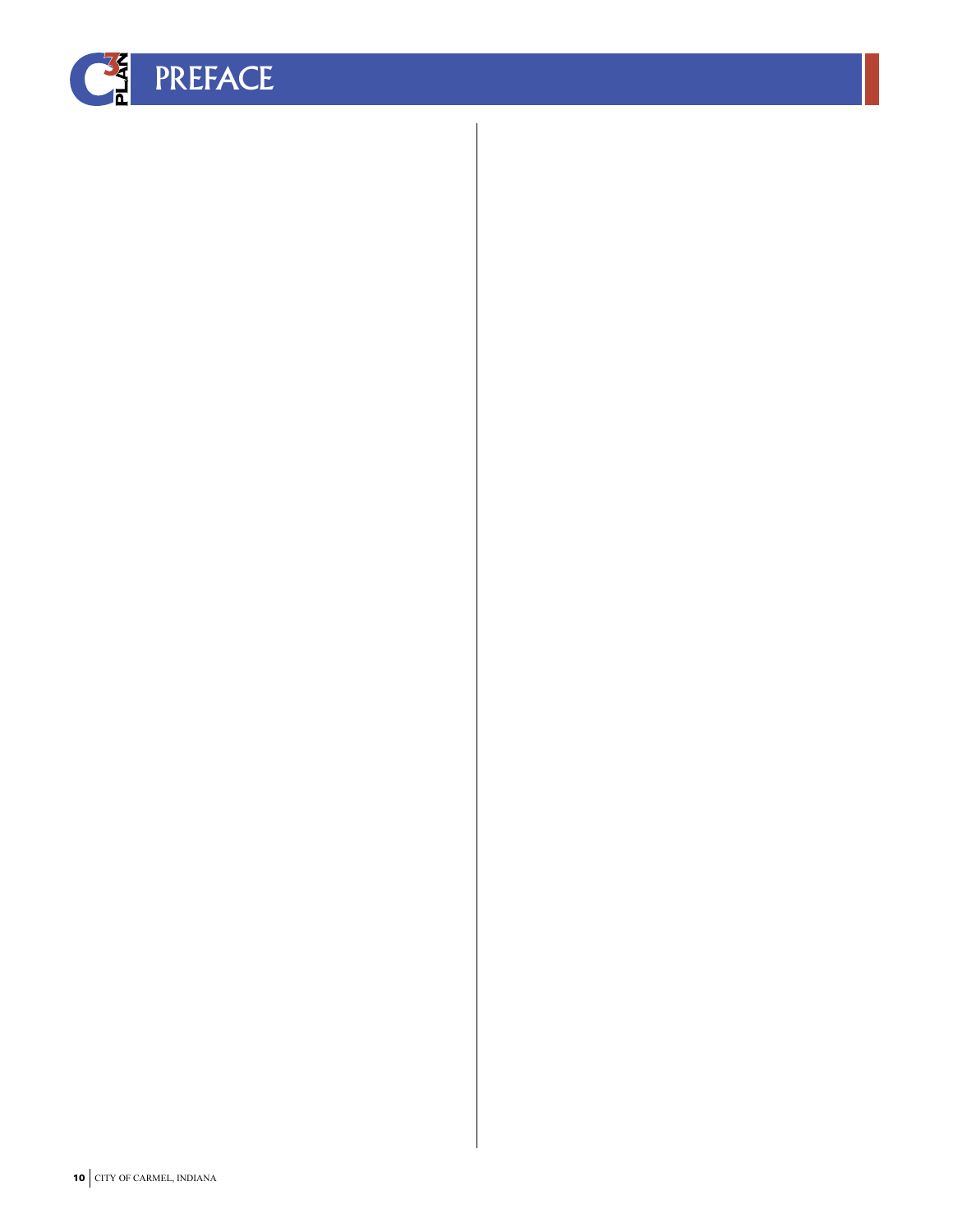# PREFACE